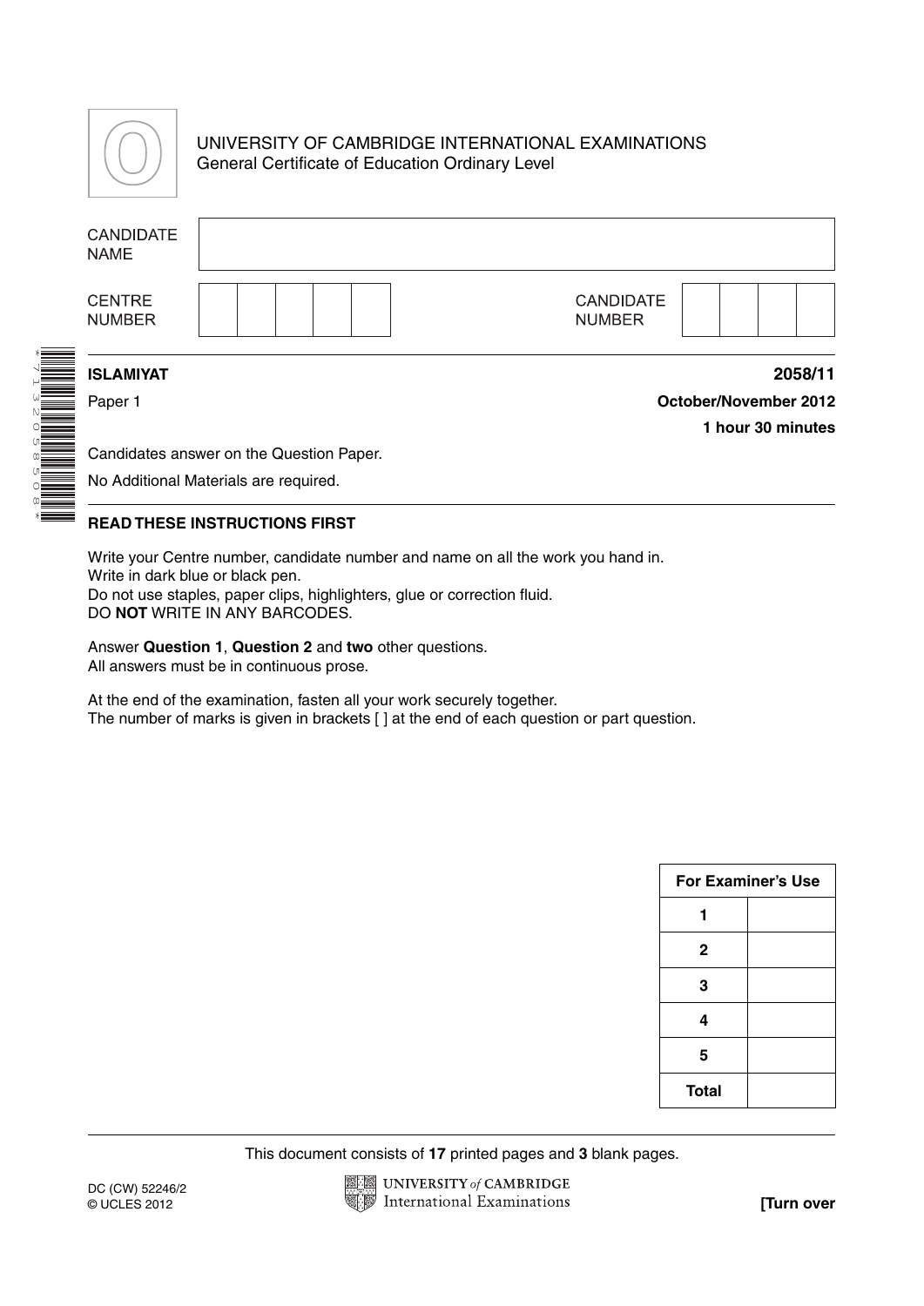UNIVERSITY OF CAMBRIDGE INTERNATIONAL EXAMINATIONS
General Certificate of Education Ordinary Level

| CANDIDATE NAME | |
|---|---|

| CENTRE NUMBER | | | | | | CANDIDATE NUMBER | | | | |
|---|---|---|---|---|---|---|---|---|---|---|

*7132058508*

**ISLAMIYAT** **2058/11**

Paper 1 **October/November 2012**

**1 hour 30 minutes**

Candidates answer on the Question Paper.

No Additional Materials are required.

**READ THESE INSTRUCTIONS FIRST**

Write your Centre number, candidate number and name on all the work you hand in.
Write in dark blue or black pen.
Do not use staples, paper clips, highlighters, glue or correction fluid.
DO **NOT** WRITE IN ANY BARCODES.

Answer **Question 1**, **Question 2** and **two** other questions.
All answers must be in continuous prose.

At the end of the examination, fasten all your work securely together.
The number of marks is given in brackets [ ] at the end of each question or part question.

| For Examiner's Use | |
|---|---|
| **1** | |
| **2** | |
| **3** | |
| **4** | |
| **5** | |
| **Total** | |

This document consists of **17** printed pages and **3** blank pages.

DC (CW) 52246/2
© UCLES 2012

**[Turn over**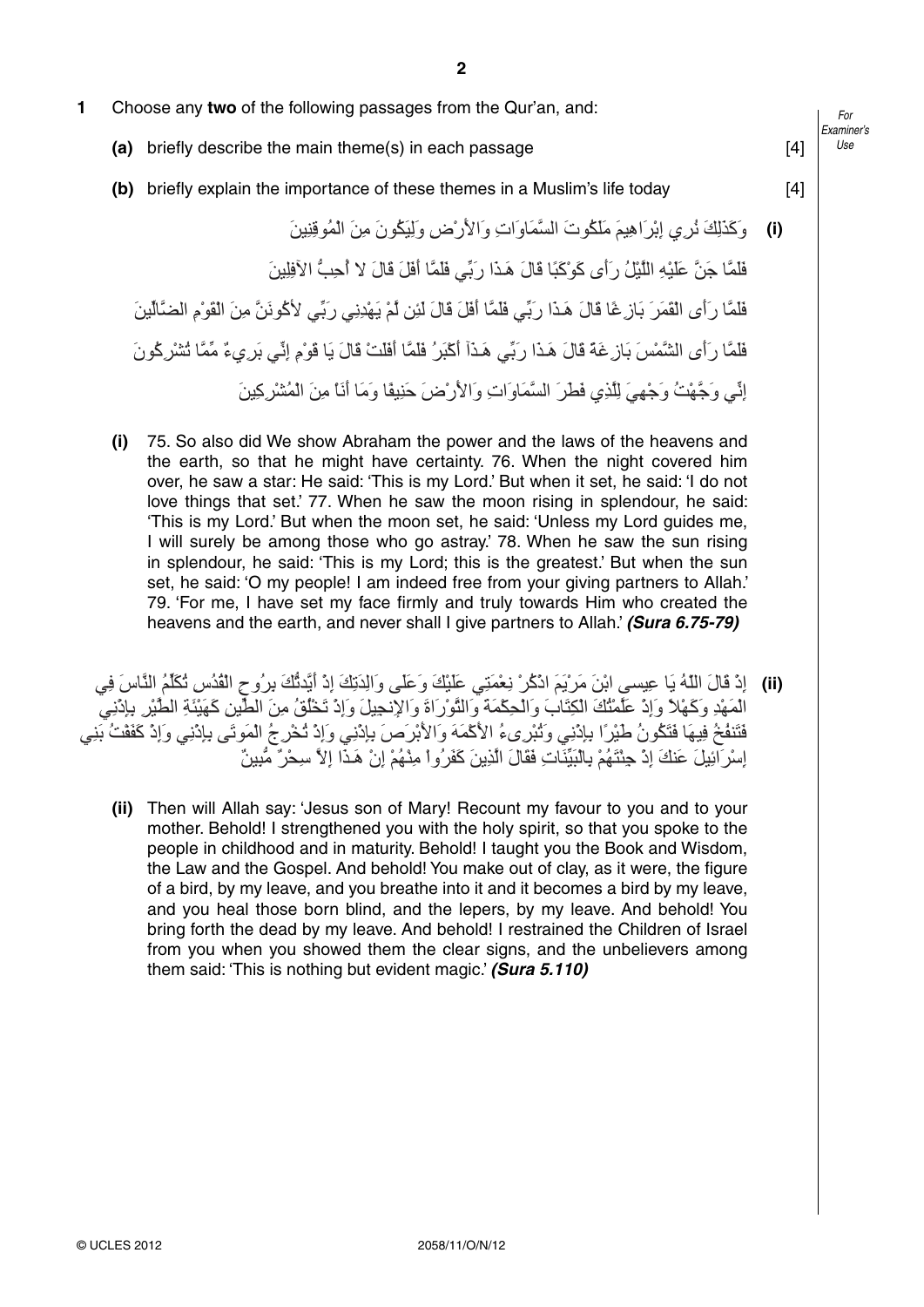**1** Choose any **two** of the following passages from the Qur'an, and:

**(a)** briefly describe the main theme(s) in each passage [4]

**(b)** briefly explain the importance of these themes in a Muslim's life today [4]

**(i)**

وَكَذَلِكَ نُرِي إِبْرَاهِيمَ مَلَكُوتَ السَّمَاوَاتِ وَالأَرْضِ وَلِيَكُونَ مِنَ الْمُوقِنِينَ

فَلَمَّا جَنَّ عَلَيْهِ اللَّيْلُ رَأَى كَوْكَبًا قَالَ هَـذَا رَبِّي فَلَمَّا أَفَلَ قَالَ لا أُحِبُّ الآفِلِينَ

فَلَمَّا رَأَى الْقَمَرَ بَازِغًا قَالَ هَـذَا رَبِّي فَلَمَّا أَفَلَ قَالَ لَئِن لَّمْ يَهْدِنِي رَبِّي لأَكُونَنَّ مِنَ الْقَوْمِ الضَّالِّينَ

فَلَمَّا رَأَى الشَّمْسَ بَازِغَةً قَالَ هَـذَا رَبِّي هَـذَآ أَكْبَرُ فَلَمَّا أَفَلَتْ قَالَ يَا قَوْمِ إِنِّي بَرِيءٌ مِّمَّا تُشْرِكُونَ

إِنِّي وَجَّهْتُ وَجْهِيَ لِلَّذِي فَطَرَ السَّمَاوَاتِ وَالأَرْضَ حَنِيفًا وَمَا أَنَاْ مِنَ الْمُشْرِكِينَ

**(i)** 75. So also did We show Abraham the power and the laws of the heavens and the earth, so that he might have certainty. 76. When the night covered him over, he saw a star: He said: 'This is my Lord.' But when it set, he said: 'I do not love things that set.' 77. When he saw the moon rising in splendour, he said: 'This is my Lord.' But when the moon set, he said: 'Unless my Lord guides me, I will surely be among those who go astray.' 78. When he saw the sun rising in splendour, he said: 'This is my Lord; this is the greatest.' But when the sun set, he said: 'O my people! I am indeed free from your giving partners to Allah.' 79. 'For me, I have set my face firmly and truly towards Him who created the heavens and the earth, and never shall I give partners to Allah.' ***(Sura 6.75-79)***

**(ii)**

إِذْ قَالَ اللّهُ يَا عِيسى ابْنَ مَرْيَمَ اذْكُرْ نِعْمَتِي عَلَيْكَ وَعَلَى وَالِدَتِكَ إِذْ أَيَّدتُّكَ بِرُوحِ الْقُدُسِ تُكَلِّمُ النَّاسَ فِي الْمَهْدِ وَكَهْلاً وَإِذْ عَلَّمْتُكَ الْكِتَابَ وَالْحِكْمَةَ وَالتَّوْرَاةَ وَالإِنجِيلَ وَإِذْ تَخْلُقُ مِنَ الطِّينِ كَهَيْئَةِ الطَّيْرِ بِإِذْنِي فَتَنفُخُ فِيهَا فَتَكُونُ طَيْرًا بِإِذْنِي وَتُبْرِىءُ الأَكْمَهَ وَالأَبْرَصَ بِإِذْنِي وَإِذْ تُخْرِجُ الْمَوتَى بِإِذْنِي وَإِذْ كَفَفْتُ بَنِي إِسْرَائِيلَ عَنكَ إِذْ جِئْتَهُمْ بِالْبَيِّنَاتِ فَقَالَ الَّذِينَ كَفَرُواْ مِنْهُمْ إِنْ هَـذَا إِلاَّ سِحْرٌ مُّبِينٌ

**(ii)** Then will Allah say: 'Jesus son of Mary! Recount my favour to you and to your mother. Behold! I strengthened you with the holy spirit, so that you spoke to the people in childhood and in maturity. Behold! I taught you the Book and Wisdom, the Law and the Gospel. And behold! You make out of clay, as it were, the figure of a bird, by my leave, and you breathe into it and it becomes a bird by my leave, and you heal those born blind, and the lepers, by my leave. And behold! You bring forth the dead by my leave. And behold! I restrained the Children of Israel from you when you showed them the clear signs, and the unbelievers among them said: 'This is nothing but evident magic.' ***(Sura 5.110)***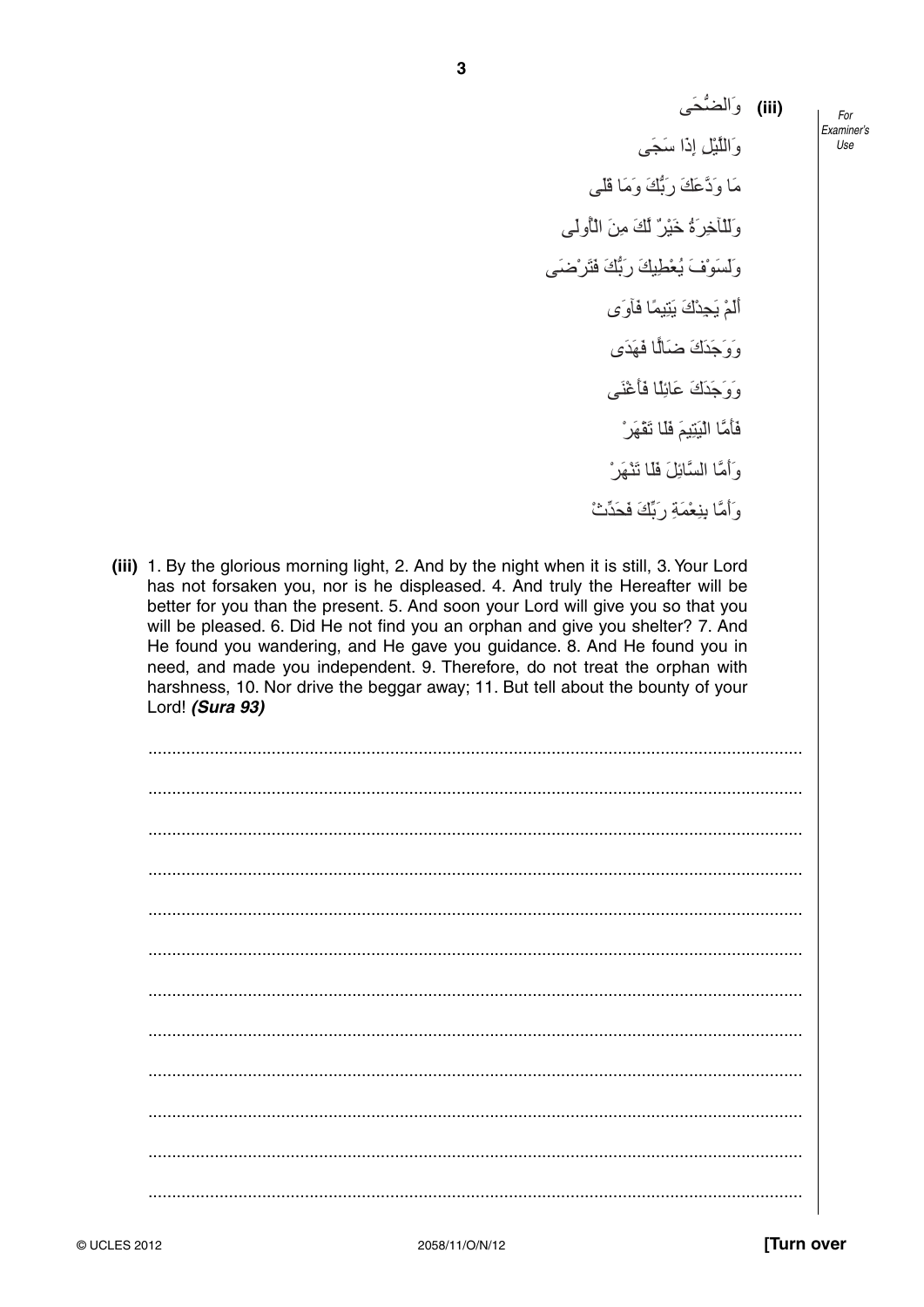**(iii)** وَالضُّحَى

وَاللَّيْلِ إِذَا سَجَى

مَا وَدَّعَكَ رَبُّكَ وَمَا قَلَى

وَلَلْآخِرَةُ خَيْرٌ لَّكَ مِنَ الْأُولَى

وَلَسَوْفَ يُعْطِيكَ رَبُّكَ فَتَرْضَى

أَلَمْ يَجِدْكَ يَتِيمًا فَآوَى

وَوَجَدَكَ ضَالًّا فَهَدَى

وَوَجَدَكَ عَائِلًا فَأَغْنَى

فَأَمَّا الْيَتِيمَ فَلَا تَقْهَرْ

وَأَمَّا السَّائِلَ فَلَا تَنْهَرْ

وَأَمَّا بِنِعْمَةِ رَبِّكَ فَحَدِّثْ

**(iii)** 1. By the glorious morning light, 2. And by the night when it is still, 3. Your Lord has not forsaken you, nor is he displeased. 4. And truly the Hereafter will be better for you than the present. 5. And soon your Lord will give you so that you will be pleased. 6. Did He not find you an orphan and give you shelter? 7. And He found you wandering, and He gave you guidance. 8. And He found you in need, and made you independent. 9. Therefore, do not treat the orphan with harshness, 10. Nor drive the beggar away; 11. But tell about the bounty of your Lord! ***(Sura 93)***

..........................................................................................................................................

..........................................................................................................................................

..........................................................................................................................................

..........................................................................................................................................

..........................................................................................................................................

..........................................................................................................................................

..........................................................................................................................................

..........................................................................................................................................

..........................................................................................................................................

..........................................................................................................................................

..........................................................................................................................................

..........................................................................................................................................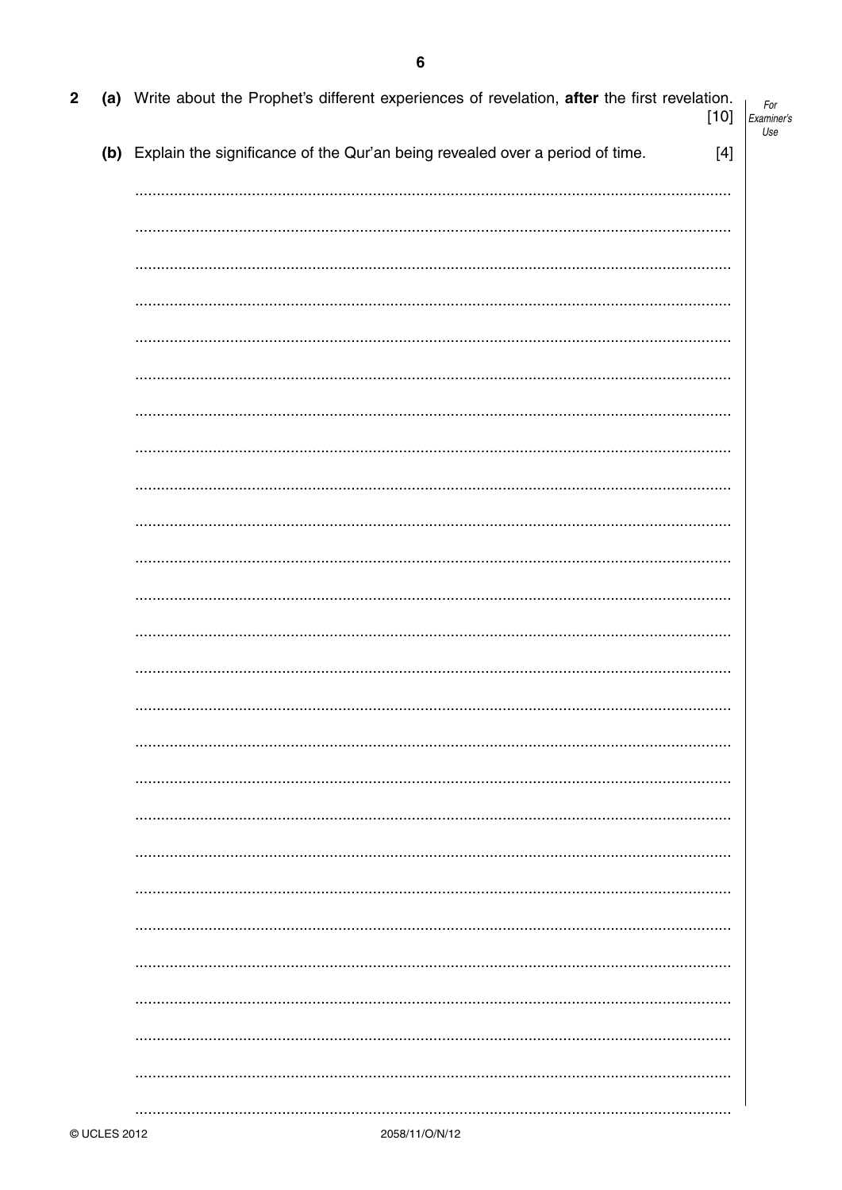**2** **(a)** Write about the Prophet's different experiences of revelation, **after** the first revelation. [10]

**(b)** Explain the significance of the Qur'an being revealed over a period of time. [4]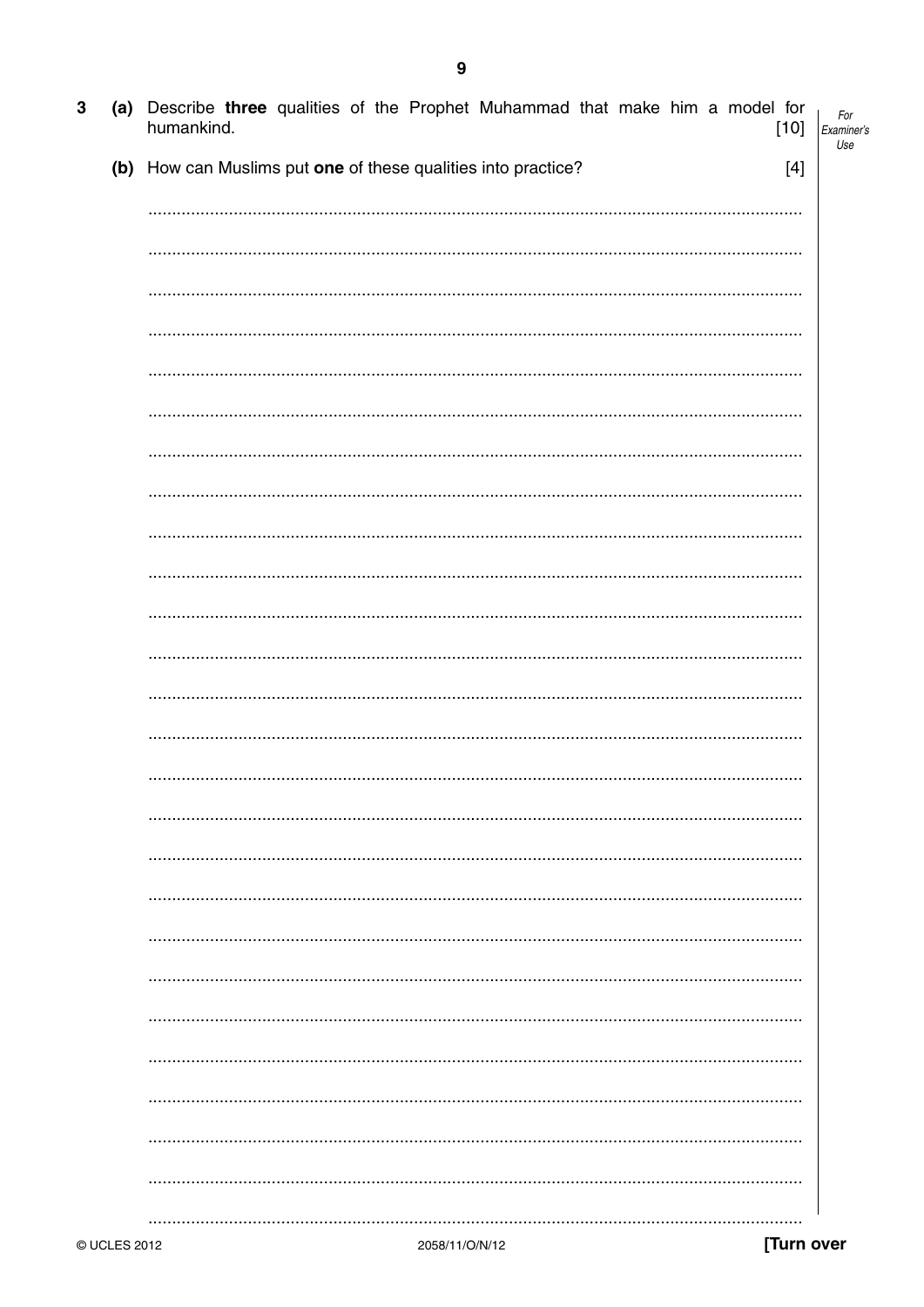**3** (a) Describe **three** qualities of the Prophet Muhammad that make him a model for humankind. [10]

(b) How can Muslims put **one** of these qualities into practice? [4]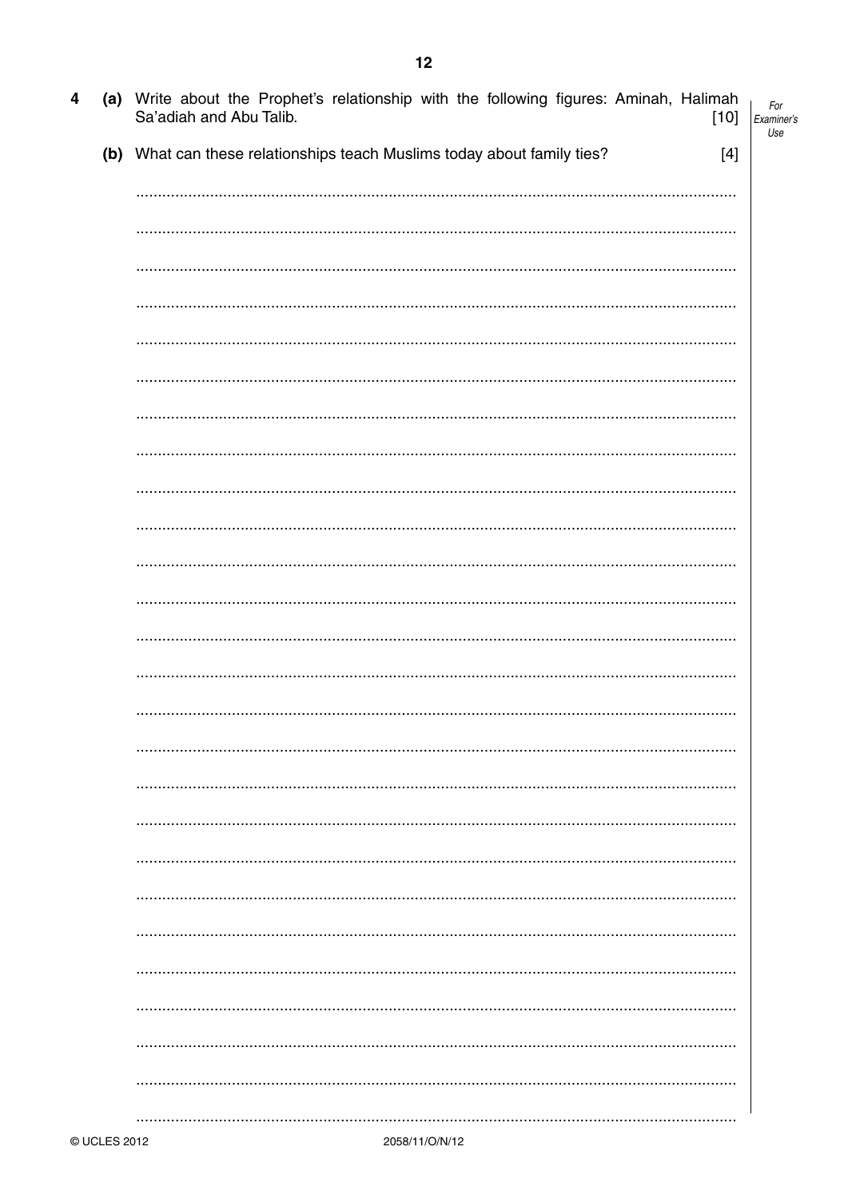**4** **(a)** Write about the Prophet's relationship with the following figures: Aminah, Halimah Sa'adiah and Abu Talib. [10]

**(b)** What can these relationships teach Muslims today about family ties? [4]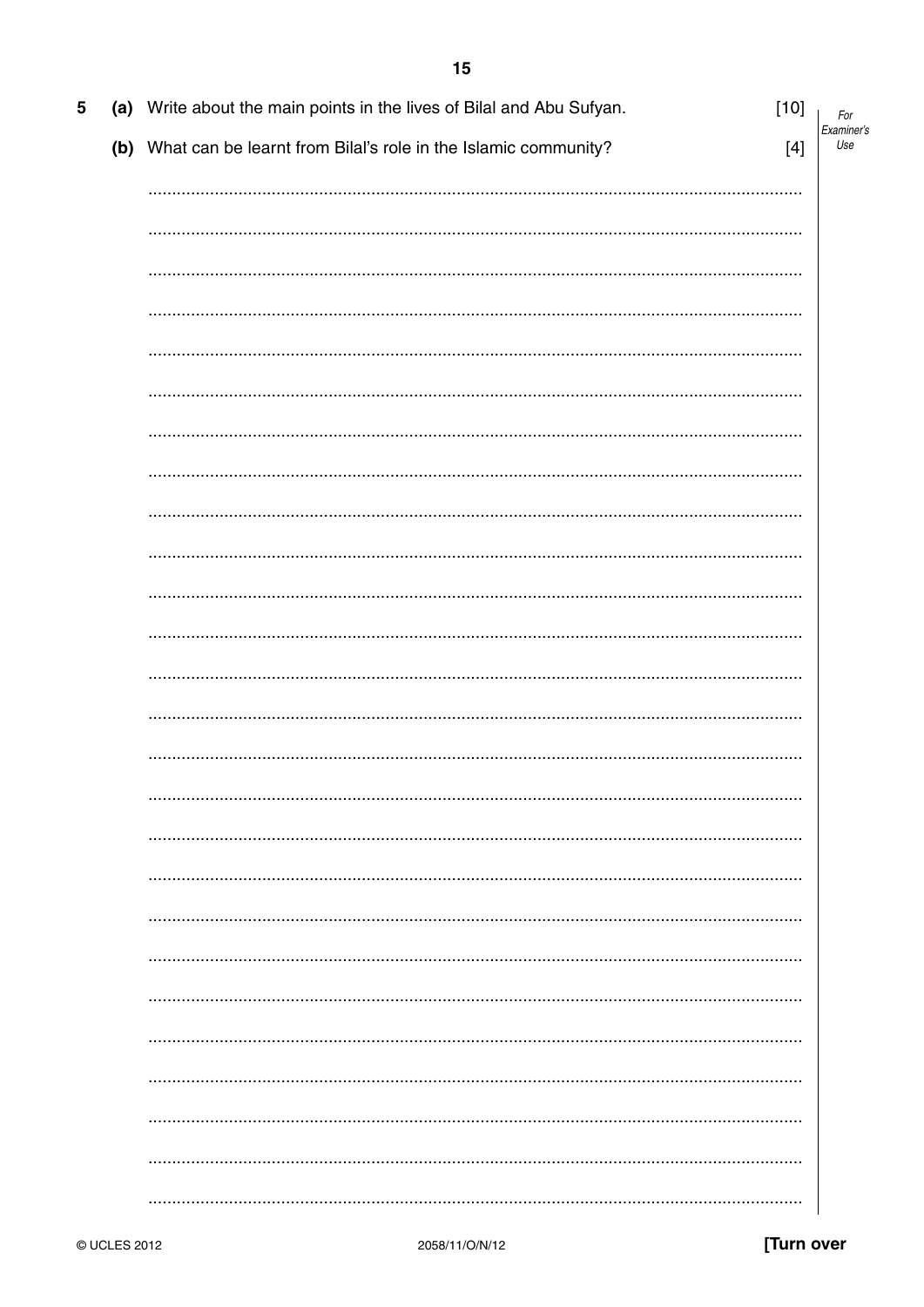5 (a) Write about the main points in the lives of Bilal and Abu Sufyan. [10]

(b) What can be learnt from Bilal's role in the Islamic community? [4]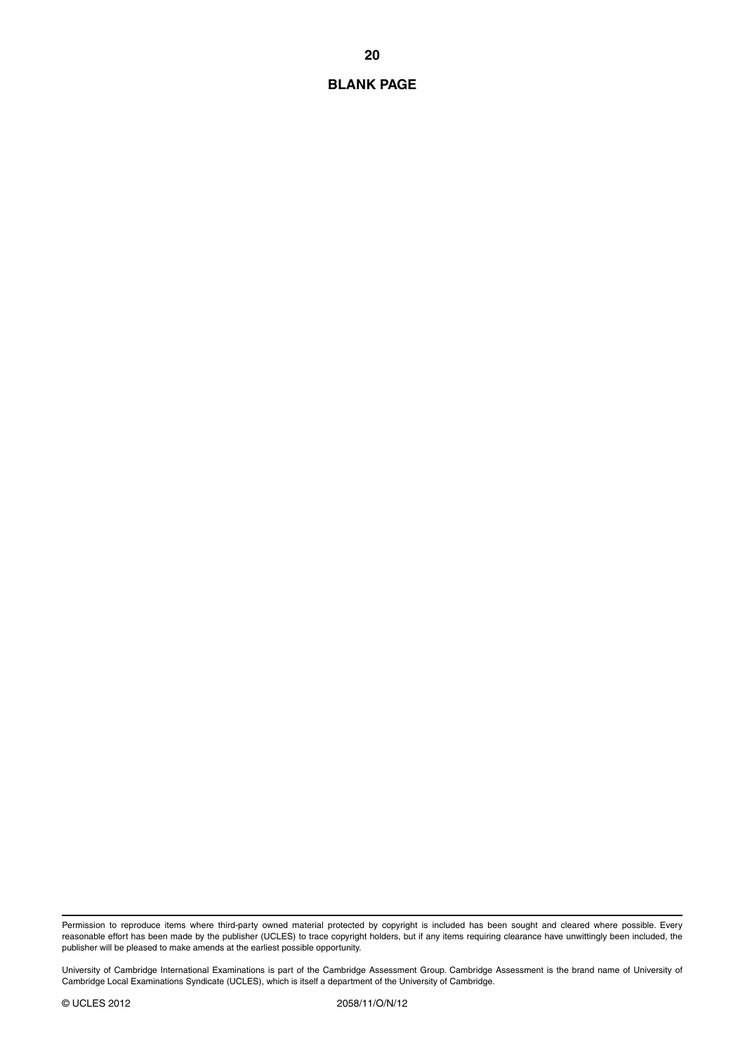**BLANK PAGE**

Permission to reproduce items where third-party owned material protected by copyright is included has been sought and cleared where possible. Every reasonable effort has been made by the publisher (UCLES) to trace copyright holders, but if any items requiring clearance have unwittingly been included, the publisher will be pleased to make amends at the earliest possible opportunity.

University of Cambridge International Examinations is part of the Cambridge Assessment Group. Cambridge Assessment is the brand name of University of Cambridge Local Examinations Syndicate (UCLES), which is itself a department of the University of Cambridge.